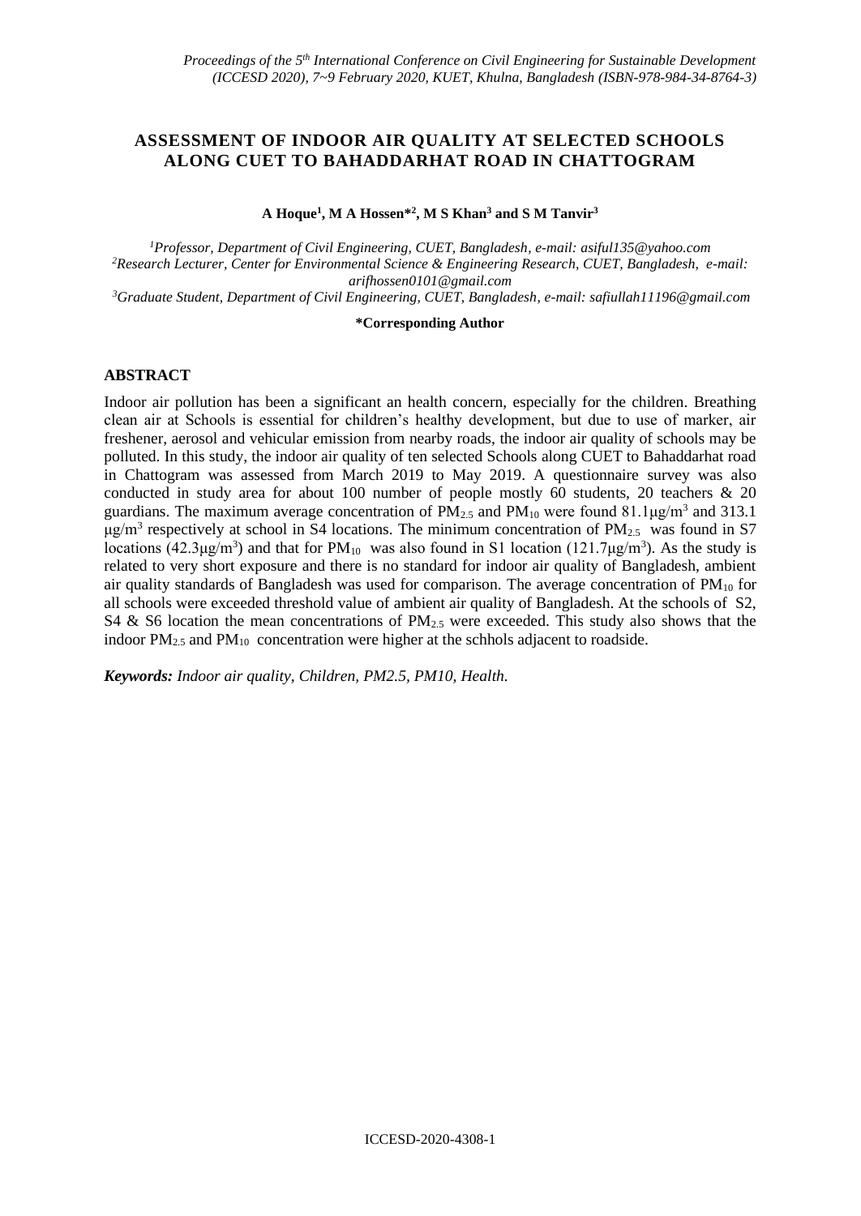# ASSESSMENT OF INDOOR AIR QUALITY AT SELECTED SCHOOLS ALONG CUET TO BAHADDARHAT ROAD IN CHATTOGRAM

**A Hoque[1], M A Hossen*[2], M S Khan[3] and S M Tanvir[3]**

*[1]Professor, Department of Civil Engineering, CUET, Bangladesh, e-mail: asiful135@yahoo.com*
*[2]Research Lecturer, Center for Environmental Science & Engineering Research, CUET, Bangladesh, e-mail: arifhossen0101@gmail.com*
*[3]Graduate Student, Department of Civil Engineering, CUET, Bangladesh, e-mail: safiullah11196@gmail.com*

**\*Corresponding Author**

## ABSTRACT

Indoor air pollution has been a significant an health concern, especially for the children. Breathing clean air at Schools is essential for children's healthy development, but due to use of marker, air freshener, aerosol and vehicular emission from nearby roads, the indoor air quality of schools may be polluted. In this study, the indoor air quality of ten selected Schools along CUET to Bahaddarhat road in Chattogram was assessed from March 2019 to May 2019. A questionnaire survey was also conducted in study area for about 100 number of people mostly 60 students, 20 teachers & 20 guardians. The maximum average concentration of $PM_{2.5}$ and $PM_{10}$ were found 81.1μg/m$^3$ and 313.1 μg/m$^3$ respectively at school in S4 locations. The minimum concentration of $PM_{2.5}$ was found in S7 locations (42.3μg/m$^3$) and that for $PM_{10}$ was also found in S1 location (121.7μg/m$^3$). As the study is related to very short exposure and there is no standard for indoor air quality of Bangladesh, ambient air quality standards of Bangladesh was used for comparison. The average concentration of $PM_{10}$ for all schools were exceeded threshold value of ambient air quality of Bangladesh. At the schools of S2, S4 & S6 location the mean concentrations of $PM_{2.5}$ were exceeded. This study also shows that the indoor $PM_{2.5}$ and $PM_{10}$ concentration were higher at the schhols adjacent to roadside.

***Keywords:** Indoor air quality, Children, PM2.5, PM10, Health.*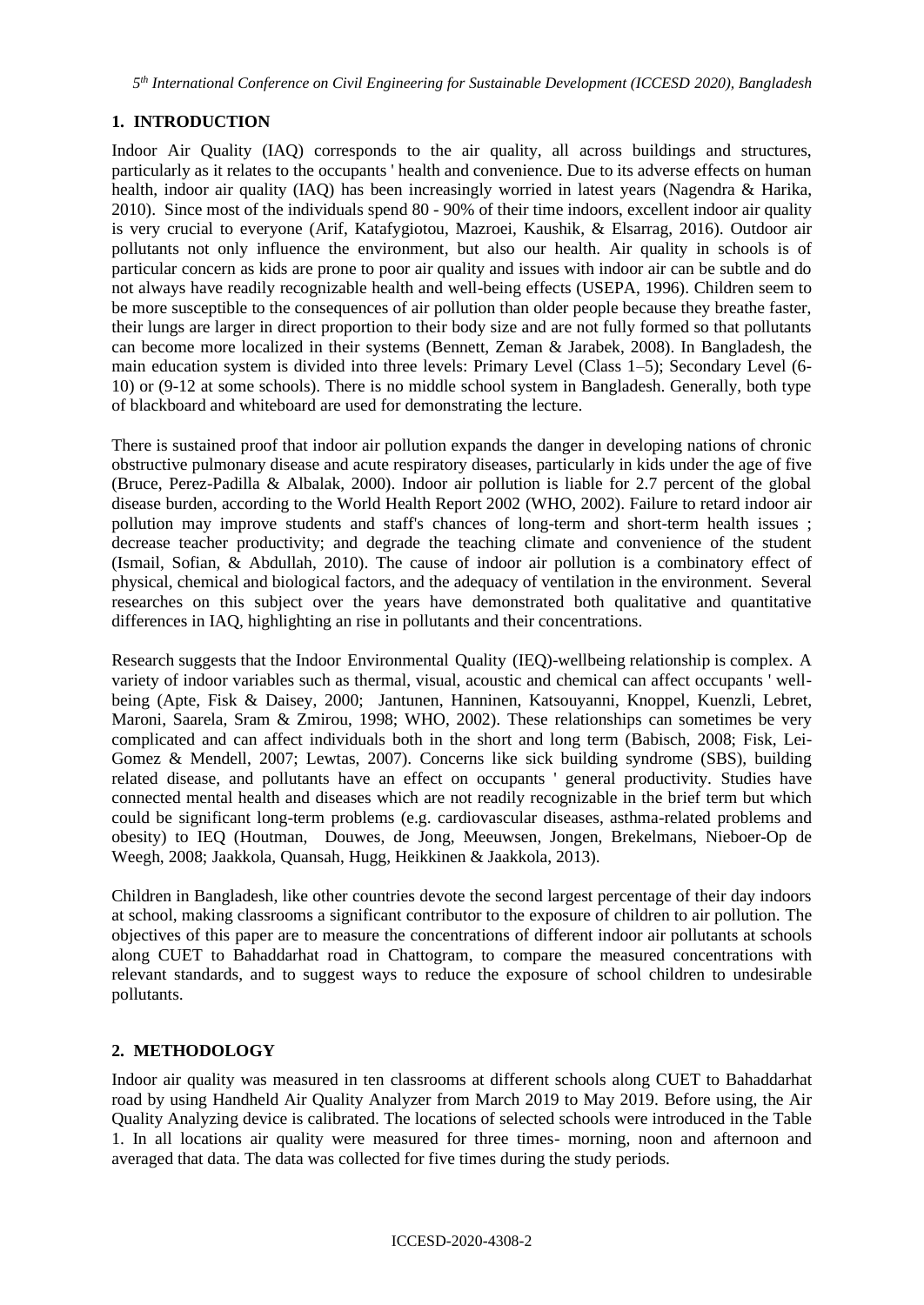## 1. INTRODUCTION

Indoor Air Quality (IAQ) corresponds to the air quality, all across buildings and structures, particularly as it relates to the occupants ' health and convenience. Due to its adverse effects on human health, indoor air quality (IAQ) has been increasingly worried in latest years (Nagendra & Harika, 2010). Since most of the individuals spend 80 - 90% of their time indoors, excellent indoor air quality is very crucial to everyone (Arif, Katafygiotou, Mazroei, Kaushik, & Elsarrag, 2016). Outdoor air pollutants not only influence the environment, but also our health. Air quality in schools is of particular concern as kids are prone to poor air quality and issues with indoor air can be subtle and do not always have readily recognizable health and well-being effects (USEPA, 1996). Children seem to be more susceptible to the consequences of air pollution than older people because they breathe faster, their lungs are larger in direct proportion to their body size and are not fully formed so that pollutants can become more localized in their systems (Bennett, Zeman & Jarabek, 2008). In Bangladesh, the main education system is divided into three levels: Primary Level (Class 1–5); Secondary Level (6-10) or (9-12 at some schools). There is no middle school system in Bangladesh. Generally, both type of blackboard and whiteboard are used for demonstrating the lecture.

There is sustained proof that indoor air pollution expands the danger in developing nations of chronic obstructive pulmonary disease and acute respiratory diseases, particularly in kids under the age of five (Bruce, Perez-Padilla & Albalak, 2000). Indoor air pollution is liable for 2.7 percent of the global disease burden, according to the World Health Report 2002 (WHO, 2002). Failure to retard indoor air pollution may improve students and staff's chances of long-term and short-term health issues ; decrease teacher productivity; and degrade the teaching climate and convenience of the student (Ismail, Sofian, & Abdullah, 2010). The cause of indoor air pollution is a combinatory effect of physical, chemical and biological factors, and the adequacy of ventilation in the environment. Several researches on this subject over the years have demonstrated both qualitative and quantitative differences in IAQ, highlighting an rise in pollutants and their concentrations.

Research suggests that the Indoor Environmental Quality (IEQ)-wellbeing relationship is complex. A variety of indoor variables such as thermal, visual, acoustic and chemical can affect occupants ' well-being (Apte, Fisk & Daisey, 2000; Jantunen, Hanninen, Katsouyanni, Knoppel, Kuenzli, Lebret, Maroni, Saarela, Sram & Zmirou, 1998; WHO, 2002). These relationships can sometimes be very complicated and can affect individuals both in the short and long term (Babisch, 2008; Fisk, Lei-Gomez & Mendell, 2007; Lewtas, 2007). Concerns like sick building syndrome (SBS), building related disease, and pollutants have an effect on occupants ' general productivity. Studies have connected mental health and diseases which are not readily recognizable in the brief term but which could be significant long-term problems (e.g. cardiovascular diseases, asthma-related problems and obesity) to IEQ (Houtman, Douwes, de Jong, Meeuwsen, Jongen, Brekelmans, Nieboer-Op de Weegh, 2008; Jaakkola, Quansah, Hugg, Heikkinen & Jaakkola, 2013).

Children in Bangladesh, like other countries devote the second largest percentage of their day indoors at school, making classrooms a significant contributor to the exposure of children to air pollution. The objectives of this paper are to measure the concentrations of different indoor air pollutants at schools along CUET to Bahaddarhat road in Chattogram, to compare the measured concentrations with relevant standards, and to suggest ways to reduce the exposure of school children to undesirable pollutants.

## 2. METHODOLOGY

Indoor air quality was measured in ten classrooms at different schools along CUET to Bahaddarhat road by using Handheld Air Quality Analyzer from March 2019 to May 2019. Before using, the Air Quality Analyzing device is calibrated. The locations of selected schools were introduced in the Table 1. In all locations air quality were measured for three times- morning, noon and afternoon and averaged that data. The data was collected for five times during the study periods.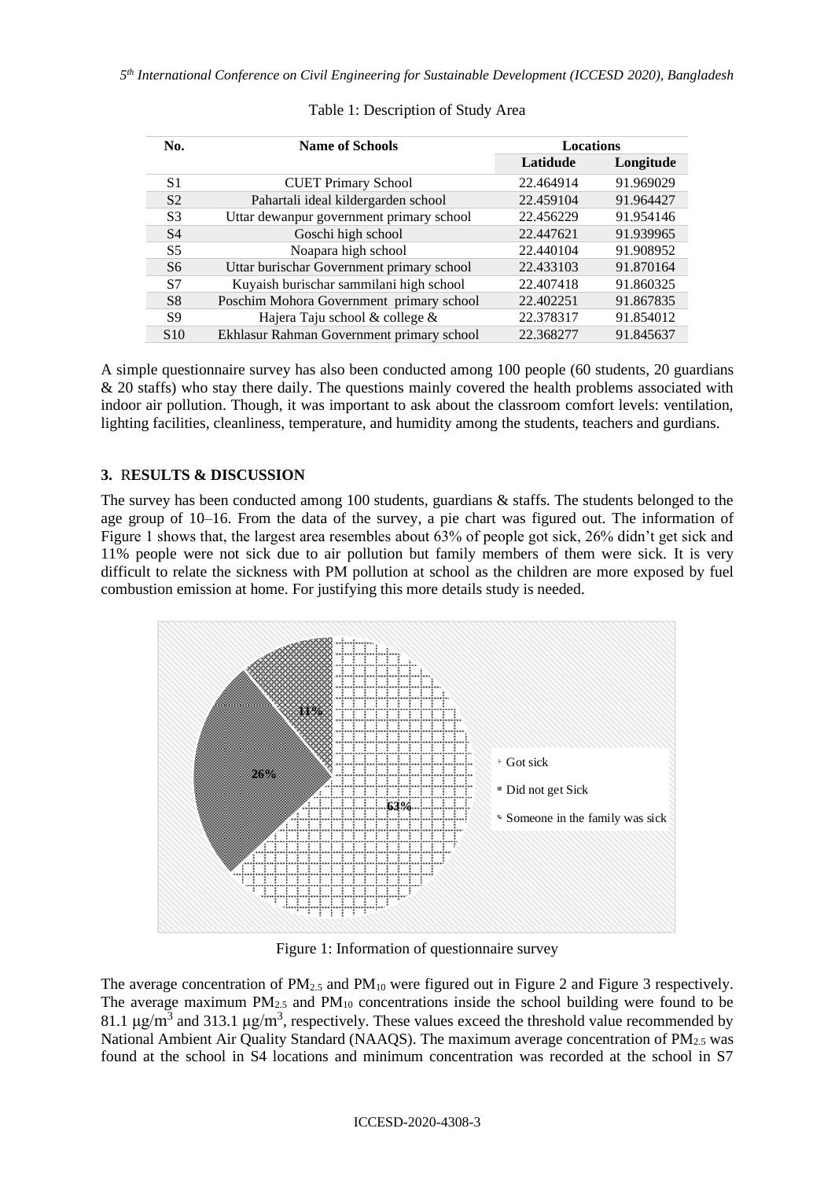Table 1: Description of Study Area

| No. | Name of Schools | Locations | |
|---|---|---|---|
| | | Latitude | Longitude |
| S1 | CUET Primary School | 22.464914 | 91.969029 |
| S2 | Pahartali ideal kildergarden school | 22.459104 | 91.964427 |
| S3 | Uttar dewanpur government primary school | 22.456229 | 91.954146 |
| S4 | Goschi high school | 22.447621 | 91.939965 |
| S5 | Noapara high school | 22.440104 | 91.908952 |
| S6 | Uttar burischar Government primary school | 22.433103 | 91.870164 |
| S7 | Kuyaish burischar sammilani high school | 22.407418 | 91.860325 |
| S8 | Poschim Mohora Government primary school | 22.402251 | 91.867835 |
| S9 | Hajera Taju school & college & | 22.378317 | 91.854012 |
| S10 | Ekhlasur Rahman Government primary school | 22.368277 | 91.845637 |

A simple questionnaire survey has also been conducted among 100 people (60 students, 20 guardians & 20 staffs) who stay there daily. The questions mainly covered the health problems associated with indoor air pollution. Though, it was important to ask about the classroom comfort levels: ventilation, lighting facilities, cleanliness, temperature, and humidity among the students, teachers and gurdians.

## 3. RESULTS & DISCUSSION

The survey has been conducted among 100 students, guardians & staffs. The students belonged to the age group of 10–16. From the data of the survey, a pie chart was figured out. The information of Figure 1 shows that, the largest area resembles about 63% of people got sick, 26% didn't get sick and 11% people were not sick due to air pollution but family members of them were sick. It is very difficult to relate the sickness with PM pollution at school as the children are more exposed by fuel combustion emission at home. For justifying this more details study is needed.

Figure 1: Information of questionnaire survey

The average concentration of $PM_{2.5}$ and $PM_{10}$ were figured out in Figure 2 and Figure 3 respectively. The average maximum $PM_{2.5}$ and $PM_{10}$ concentrations inside the school building were found to be 81.1 $\mu g/m^3$ and 313.1 $\mu g/m^3$, respectively. These values exceed the threshold value recommended by National Ambient Air Quality Standard (NAAQS). The maximum average concentration of $PM_{2.5}$ was found at the school in S4 locations and minimum concentration was recorded at the school in S7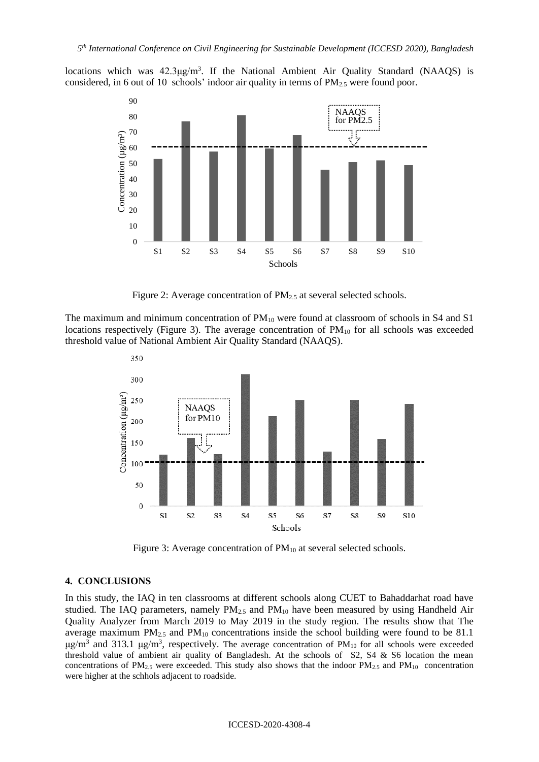locations which was 42.3µg/m$^3$. If the National Ambient Air Quality Standard (NAAQS) is considered, in 6 out of 10 schools' indoor air quality in terms of $PM_{2.5}$ were found poor.

Figure 2: Average concentration of $PM_{2.5}$ at several selected schools.

The maximum and minimum concentration of $PM_{10}$ were found at classroom of schools in S4 and S1 locations respectively (Figure 3). The average concentration of $PM_{10}$ for all schools was exceeded threshold value of National Ambient Air Quality Standard (NAAQS).

Figure 3: Average concentration of $PM_{10}$ at several selected schools.

## 4. CONCLUSIONS

In this study, the IAQ in ten classrooms at different schools along CUET to Bahaddarhat road have studied. The IAQ parameters, namely $PM_{2.5}$ and $PM_{10}$ have been measured by using Handheld Air Quality Analyzer from March 2019 to May 2019 in the study region. The results show that The average maximum $PM_{2.5}$ and $PM_{10}$ concentrations inside the school building were found to be 81.1 µg/m$^3$ and 313.1 µg/m$^3$, respectively. The average concentration of $PM_{10}$ for all schools were exceeded threshold value of ambient air quality of Bangladesh. At the schools of S2, S4 & S6 location the mean concentrations of $PM_{2.5}$ were exceeded. This study also shows that the indoor $PM_{2.5}$ and $PM_{10}$ concentration were higher at the schhols adjacent to roadside.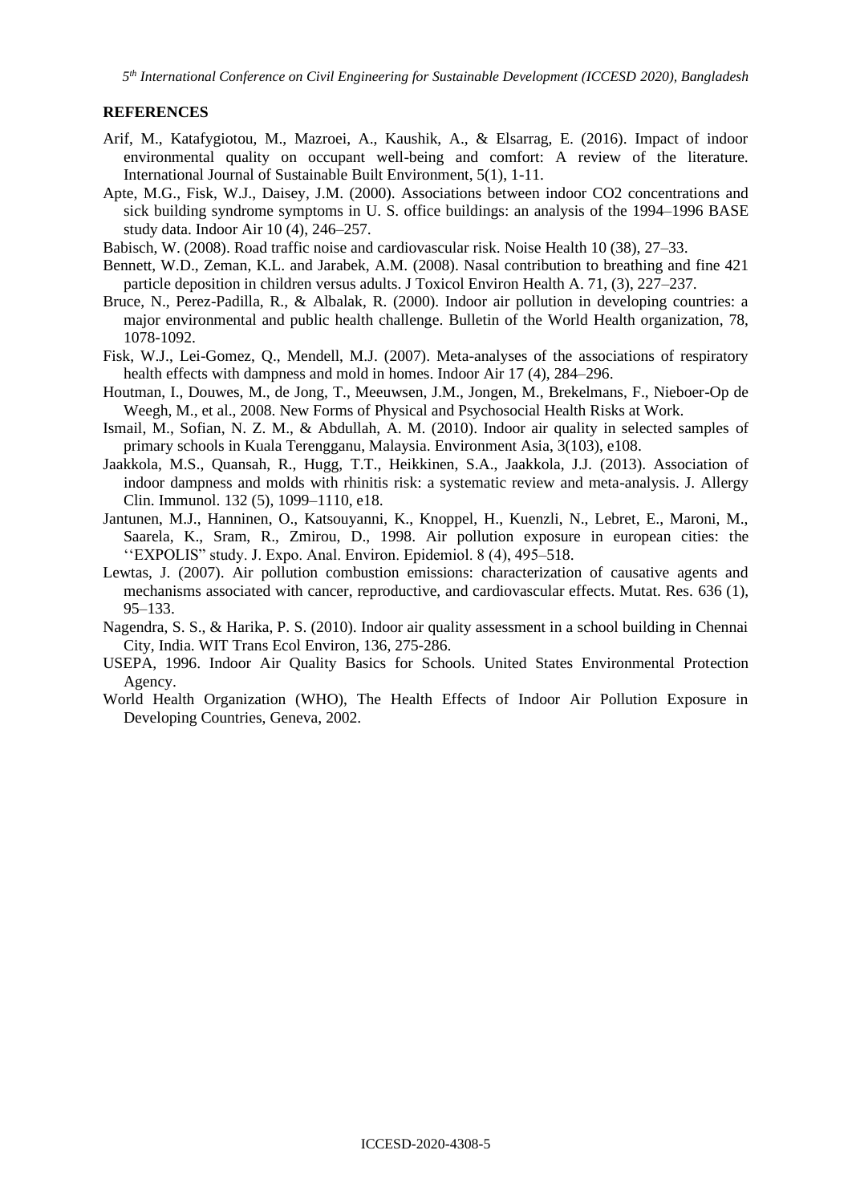## REFERENCES

Arif, M., Katafygiotou, M., Mazroei, A., Kaushik, A., & Elsarrag, E. (2016). Impact of indoor environmental quality on occupant well-being and comfort: A review of the literature. International Journal of Sustainable Built Environment, 5(1), 1-11.

Apte, M.G., Fisk, W.J., Daisey, J.M. (2000). Associations between indoor CO2 concentrations and sick building syndrome symptoms in U. S. office buildings: an analysis of the 1994–1996 BASE study data. Indoor Air 10 (4), 246–257.

Babisch, W. (2008). Road traffic noise and cardiovascular risk. Noise Health 10 (38), 27–33.

Bennett, W.D., Zeman, K.L. and Jarabek, A.M. (2008). Nasal contribution to breathing and fine 421 particle deposition in children versus adults. J Toxicol Environ Health A. 71, (3), 227–237.

Bruce, N., Perez-Padilla, R., & Albalak, R. (2000). Indoor air pollution in developing countries: a major environmental and public health challenge. Bulletin of the World Health organization, 78, 1078-1092.

Fisk, W.J., Lei-Gomez, Q., Mendell, M.J. (2007). Meta-analyses of the associations of respiratory health effects with dampness and mold in homes. Indoor Air 17 (4), 284–296.

Houtman, I., Douwes, M., de Jong, T., Meeuwsen, J.M., Jongen, M., Brekelmans, F., Nieboer-Op de Weegh, M., et al., 2008. New Forms of Physical and Psychosocial Health Risks at Work.

Ismail, M., Sofian, N. Z. M., & Abdullah, A. M. (2010). Indoor air quality in selected samples of primary schools in Kuala Terengganu, Malaysia. Environment Asia, 3(103), e108.

Jaakkola, M.S., Quansah, R., Hugg, T.T., Heikkinen, S.A., Jaakkola, J.J. (2013). Association of indoor dampness and molds with rhinitis risk: a systematic review and meta-analysis. J. Allergy Clin. Immunol. 132 (5), 1099–1110, e18.

Jantunen, M.J., Hanninen, O., Katsouyanni, K., Knoppel, H., Kuenzli, N., Lebret, E., Maroni, M., Saarela, K., Sram, R., Zmirou, D., 1998. Air pollution exposure in european cities: the ''EXPOLIS" study. J. Expo. Anal. Environ. Epidemiol. 8 (4), 495–518.

Lewtas, J. (2007). Air pollution combustion emissions: characterization of causative agents and mechanisms associated with cancer, reproductive, and cardiovascular effects. Mutat. Res. 636 (1), 95–133.

Nagendra, S. S., & Harika, P. S. (2010). Indoor air quality assessment in a school building in Chennai City, India. WIT Trans Ecol Environ, 136, 275-286.

USEPA, 1996. Indoor Air Quality Basics for Schools. United States Environmental Protection Agency.

World Health Organization (WHO), The Health Effects of Indoor Air Pollution Exposure in Developing Countries, Geneva, 2002.